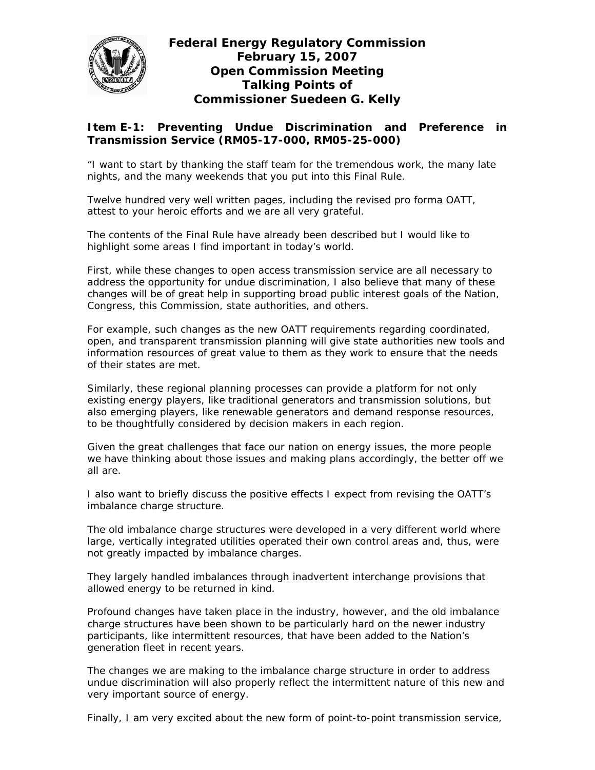# Federal Energy Regulatory Commission
# February 15, 2007
# Open Commission Meeting
# Talking Points of
# Commissioner Suedeen G. Kelly

## Item E-1: Preventing Undue Discrimination and Preference in Transmission Service (RM05-17-000, RM05-25-000)

"I want to start by thanking the staff team for the tremendous work, the many late nights, and the many weekends that you put into this Final Rule.

Twelve hundred very well written pages, including the revised pro forma OATT, attest to your heroic efforts and we are all very grateful.

The contents of the Final Rule have already been described but I would like to highlight some areas I find important in today's world.

First, while these changes to open access transmission service are all necessary to address the opportunity for undue discrimination, I also believe that many of these changes will be of great help in supporting broad public interest goals of the Nation, Congress, this Commission, state authorities, and others.

For example, such changes as the new OATT requirements regarding coordinated, open, and transparent transmission planning will give state authorities new tools and information resources of great value to them as they work to ensure that the needs of their states are met.

Similarly, these regional planning processes can provide a platform for not only existing energy players, like traditional generators and transmission solutions, but also emerging players, like renewable generators and demand response resources, to be thoughtfully considered by decision makers in each region.

Given the great challenges that face our nation on energy issues, the more people we have thinking about those issues and making plans accordingly, the better off we all are.

I also want to briefly discuss the positive effects I expect from revising the OATT's imbalance charge structure.

The old imbalance charge structures were developed in a very different world where large, vertically integrated utilities operated their own control areas and, thus, were not greatly impacted by imbalance charges.

They largely handled imbalances through inadvertent interchange provisions that allowed energy to be returned in kind.

Profound changes have taken place in the industry, however, and the old imbalance charge structures have been shown to be particularly hard on the newer industry participants, like intermittent resources, that have been added to the Nation's generation fleet in recent years.

The changes we are making to the imbalance charge structure in order to address undue discrimination will also properly reflect the intermittent nature of this new and very important source of energy.

Finally, I am very excited about the new form of point-to-point transmission service,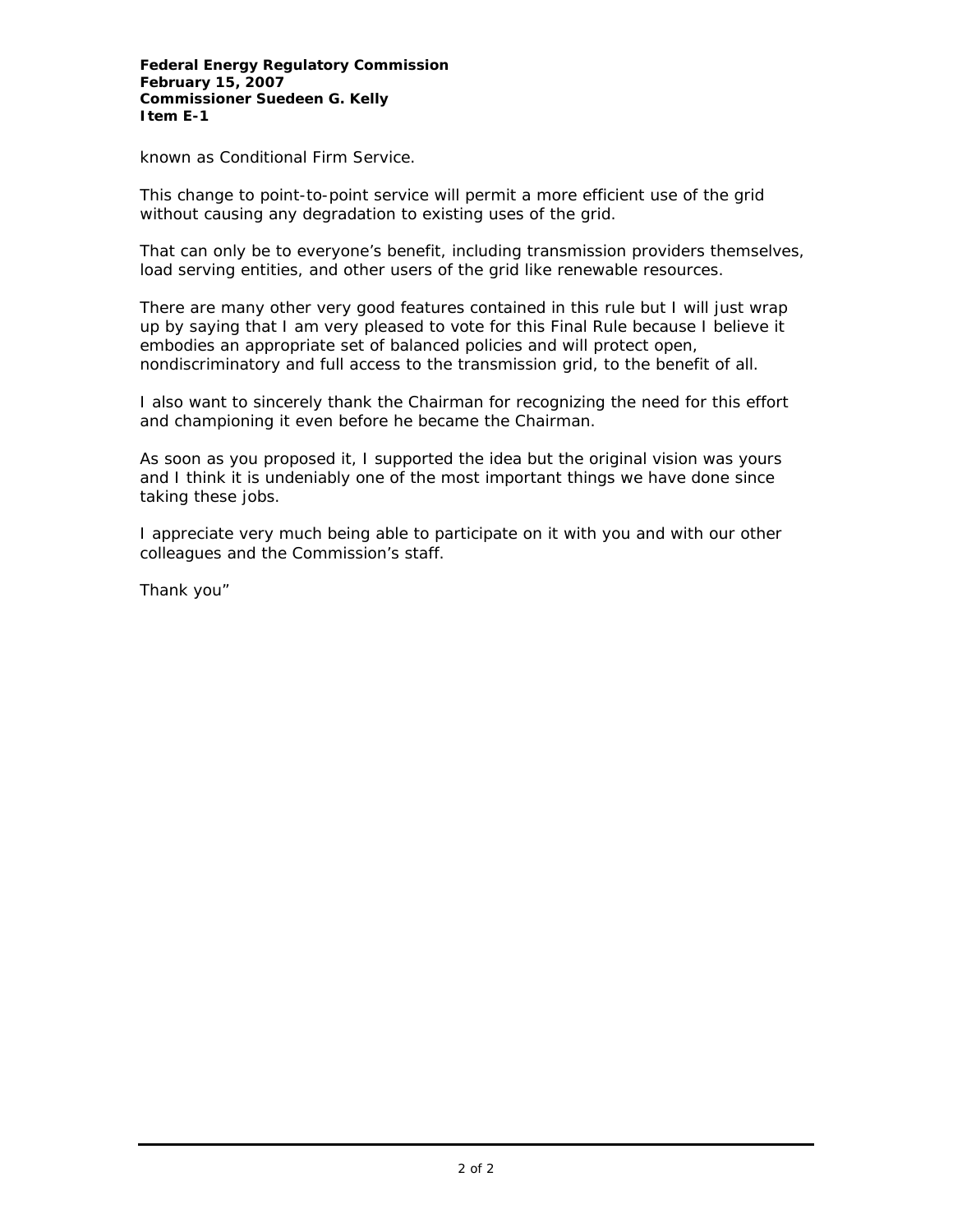known as Conditional Firm Service.

This change to point-to-point service will permit a more efficient use of the grid without causing any degradation to existing uses of the grid.

That can only be to everyone's benefit, including transmission providers themselves, load serving entities, and other users of the grid like renewable resources.

There are many other very good features contained in this rule but I will just wrap up by saying that I am very pleased to vote for this Final Rule because I believe it embodies an appropriate set of balanced policies and will protect open, nondiscriminatory and full access to the transmission grid, to the benefit of all.

I also want to sincerely thank the Chairman for recognizing the need for this effort and championing it even before he became the Chairman.

As soon as you proposed it, I supported the idea but the original vision was yours and I think it is undeniably one of the most important things we have done since taking these jobs.

I appreciate very much being able to participate on it with you and with our other colleagues and the Commission's staff.

Thank you"